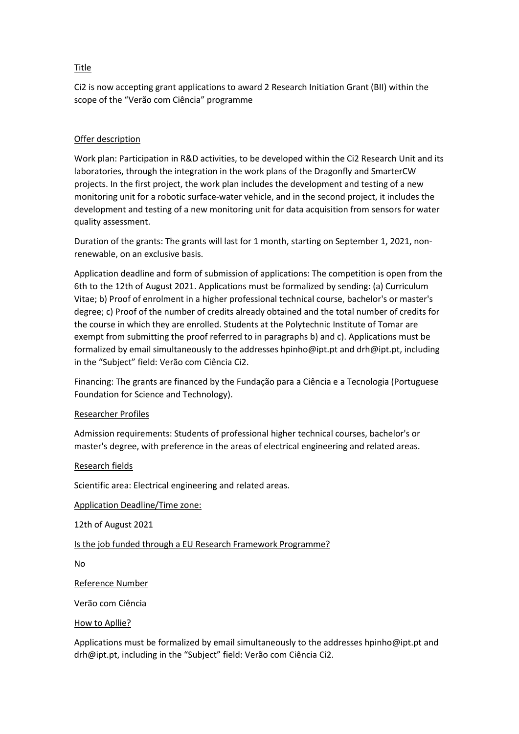Title

Ci2 is now accepting grant applications to award 2 Research Initiation Grant (BII) within the scope of the "Verão com Ciência" programme

Offer description

Work plan: Participation in R&D activities, to be developed within the Ci2 Research Unit and its laboratories, through the integration in the work plans of the Dragonfly and SmarterCW projects. In the first project, the work plan includes the development and testing of a new monitoring unit for a robotic surface-water vehicle, and in the second project, it includes the development and testing of a new monitoring unit for data acquisition from sensors for water quality assessment.

Duration of the grants: The grants will last for 1 month, starting on September 1, 2021, non-renewable, on an exclusive basis.

Application deadline and form of submission of applications: The competition is open from the 6th to the 12th of August 2021. Applications must be formalized by sending: (a) Curriculum Vitae; b) Proof of enrolment in a higher professional technical course, bachelor's or master's degree; c) Proof of the number of credits already obtained and the total number of credits for the course in which they are enrolled. Students at the Polytechnic Institute of Tomar are exempt from submitting the proof referred to in paragraphs b) and c). Applications must be formalized by email simultaneously to the addresses hpinho@ipt.pt and drh@ipt.pt, including in the "Subject" field: Verão com Ciência Ci2.

Financing: The grants are financed by the Fundação para a Ciência e a Tecnologia (Portuguese Foundation for Science and Technology).

Researcher Profiles

Admission requirements: Students of professional higher technical courses, bachelor's or master's degree, with preference in the areas of electrical engineering and related areas.

Research fields

Scientific area: Electrical engineering and related areas.

Application Deadline/Time zone:

12th of August 2021

Is the job funded through a EU Research Framework Programme?

No

Reference Number

Verão com Ciência

How to Apllie?

Applications must be formalized by email simultaneously to the addresses hpinho@ipt.pt and drh@ipt.pt, including in the "Subject" field: Verão com Ciência Ci2.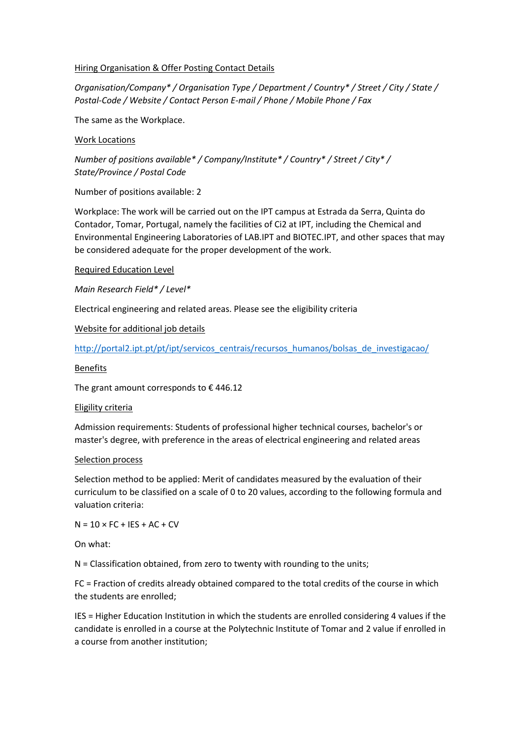<u>Hiring Organisation & Offer Posting Contact Details</u>

*Organisation/Company* / Organisation Type / Department / Country* / Street / City / State / Postal-Code / Website / Contact Person E-mail / Phone / Mobile Phone / Fax*

The same as the Workplace.

<u>Work Locations</u>

*Number of positions available* / Company/Institute* / Country* / Street / City* / State/Province / Postal Code*

Number of positions available: 2

Workplace: The work will be carried out on the IPT campus at Estrada da Serra, Quinta do Contador, Tomar, Portugal, namely the facilities of Ci2 at IPT, including the Chemical and Environmental Engineering Laboratories of LAB.IPT and BIOTEC.IPT, and other spaces that may be considered adequate for the proper development of the work.

<u>Required Education Level</u>

*Main Research Field* / Level**

Electrical engineering and related areas. Please see the eligibility criteria

<u>Website for additional job details</u>

http://portal2.ipt.pt/pt/ipt/servicos_centrais/recursos_humanos/bolsas_de_investigacao/

<u>Benefits</u>

The grant amount corresponds to € 446.12

<u>Eligility criteria</u>

Admission requirements: Students of professional higher technical courses, bachelor's or master's degree, with preference in the areas of electrical engineering and related areas

<u>Selection process</u>

Selection method to be applied: Merit of candidates measured by the evaluation of their curriculum to be classified on a scale of 0 to 20 values, according to the following formula and valuation criteria:

$N = 10 \times FC + IES + AC + CV$

On what:

N = Classification obtained, from zero to twenty with rounding to the units;

FC = Fraction of credits already obtained compared to the total credits of the course in which the students are enrolled;

IES = Higher Education Institution in which the students are enrolled considering 4 values if the candidate is enrolled in a course at the Polytechnic Institute of Tomar and 2 value if enrolled in a course from another institution;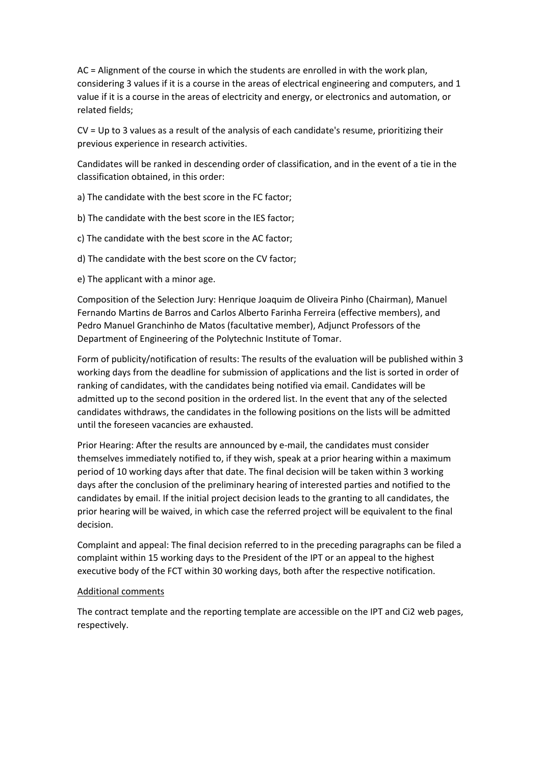AC = Alignment of the course in which the students are enrolled in with the work plan, considering 3 values if it is a course in the areas of electrical engineering and computers, and 1 value if it is a course in the areas of electricity and energy, or electronics and automation, or related fields;

CV = Up to 3 values as a result of the analysis of each candidate's resume, prioritizing their previous experience in research activities.

Candidates will be ranked in descending order of classification, and in the event of a tie in the classification obtained, in this order:

a) The candidate with the best score in the FC factor;

b) The candidate with the best score in the IES factor;

c) The candidate with the best score in the AC factor;

d) The candidate with the best score on the CV factor;

e) The applicant with a minor age.

Composition of the Selection Jury: Henrique Joaquim de Oliveira Pinho (Chairman), Manuel Fernando Martins de Barros and Carlos Alberto Farinha Ferreira (effective members), and Pedro Manuel Granchinho de Matos (facultative member), Adjunct Professors of the Department of Engineering of the Polytechnic Institute of Tomar.

Form of publicity/notification of results: The results of the evaluation will be published within 3 working days from the deadline for submission of applications and the list is sorted in order of ranking of candidates, with the candidates being notified via email. Candidates will be admitted up to the second position in the ordered list. In the event that any of the selected candidates withdraws, the candidates in the following positions on the lists will be admitted until the foreseen vacancies are exhausted.

Prior Hearing: After the results are announced by e-mail, the candidates must consider themselves immediately notified to, if they wish, speak at a prior hearing within a maximum period of 10 working days after that date. The final decision will be taken within 3 working days after the conclusion of the preliminary hearing of interested parties and notified to the candidates by email. If the initial project decision leads to the granting to all candidates, the prior hearing will be waived, in which case the referred project will be equivalent to the final decision.

Complaint and appeal: The final decision referred to in the preceding paragraphs can be filed a complaint within 15 working days to the President of the IPT or an appeal to the highest executive body of the FCT within 30 working days, both after the respective notification.

<u>Additional comments</u>

The contract template and the reporting template are accessible on the IPT and Ci2 web pages, respectively.